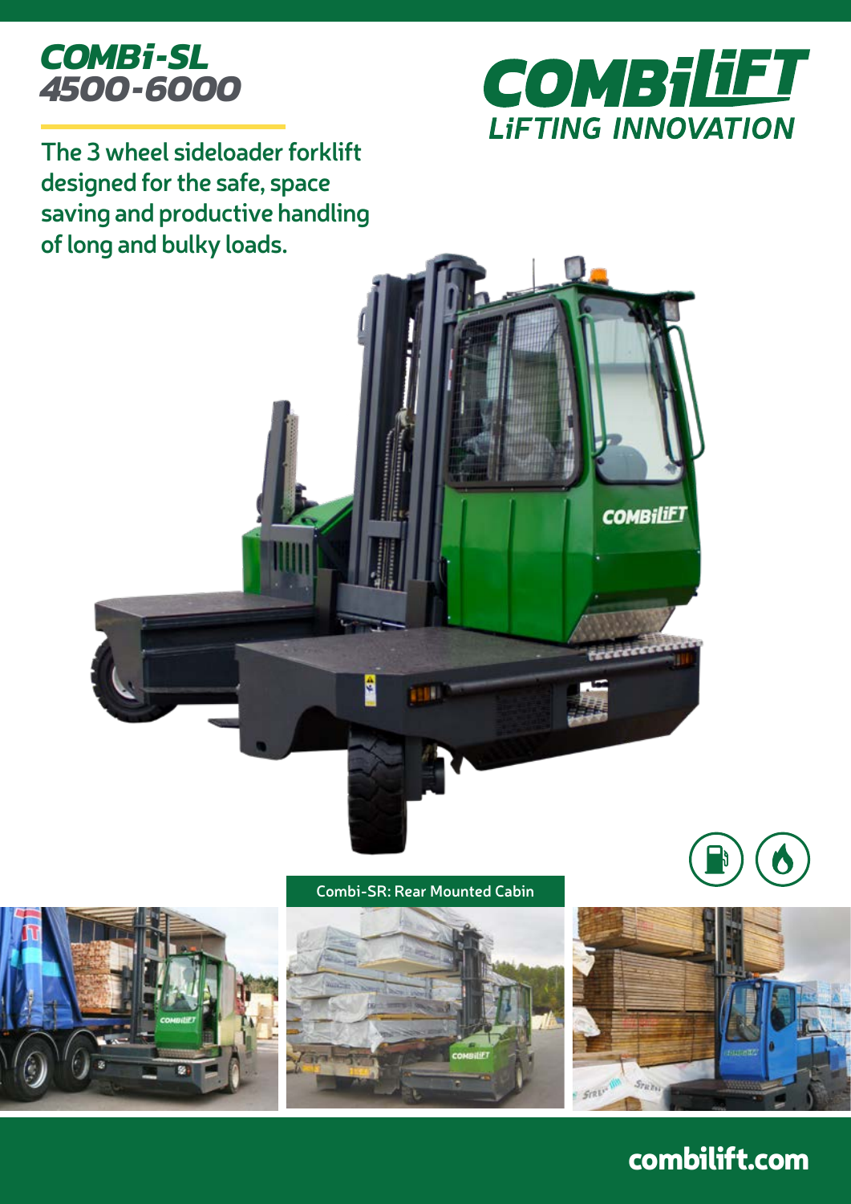# COMBi-SL 4500-6000

COMBiLiFT
LiFTING INNOVATION

The 3 wheel sideloader forklift designed for the safe, space saving and productive handling of long and bulky loads.

Combi-SR: Rear Mounted Cabin

combilift.com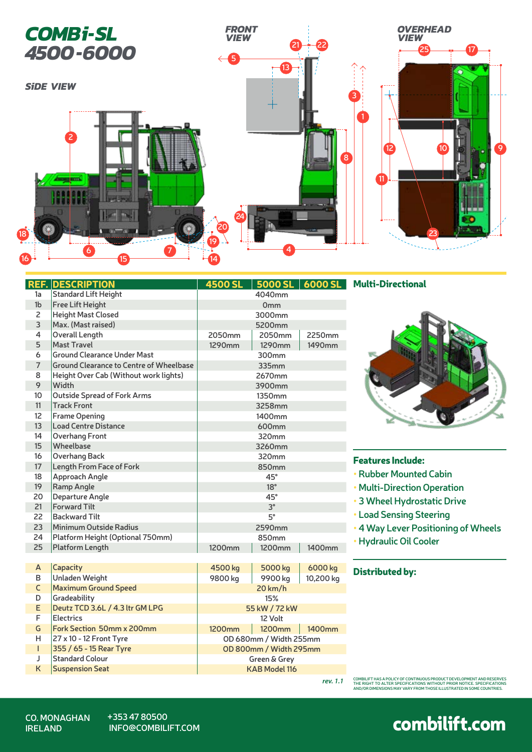# COMBi-SL 4500-6000

SiDE VIEW

FRONT VIEW

OVERHEAD VIEW

| REF. | DESCRIPTION | 4500 SL | 5000 SL | 6000 SL |
|---|---|---|---|---|
| 1a | Standard Lift Height | 4040mm | | |
| 1b | Free Lift Height | 0mm | | |
| 2 | Height Mast Closed | 3000mm | | |
| 3 | Max. (Mast raised) | 5200mm | | |
| 4 | Overall Length | 2050mm | 2050mm | 2250mm |
| 5 | Mast Travel | 1290mm | 1290mm | 1490mm |
| 6 | Ground Clearance Under Mast | 300mm | | |
| 7 | Ground Clearance to Centre of Wheelbase | 335mm | | |
| 8 | Height Over Cab (Without work lights) | 2670mm | | |
| 9 | Width | 3900mm | | |
| 10 | Outside Spread of Fork Arms | 1350mm | | |
| 11 | Track Front | 3258mm | | |
| 12 | Frame Opening | 1400mm | | |
| 13 | Load Centre Distance | 600mm | | |
| 14 | Overhang Front | 320mm | | |
| 15 | Wheelbase | 3260mm | | |
| 16 | Overhang Back | 320mm | | |
| 17 | Length From Face of Fork | 850mm | | |
| 18 | Approach Angle | 45° | | |
| 19 | Ramp Angle | 18° | | |
| 20 | Departure Angle | 45° | | |
| 21 | Forward Tilt | 3° | | |
| 22 | Backward Tilt | 5° | | |
| 23 | Minimum Outside Radius | 2590mm | | |
| 24 | Platform Height (Optional 750mm) | 850mm | | |
| 25 | Platform Length | 1200mm | 1200mm | 1400mm |

| | | | | |
|---|---|---|---|---|
| A | Capacity | 4500 kg | 5000 kg | 6000 kg |
| B | Unladen Weight | 9800 kg | 9900 kg | 10,200 kg |
| C | Maximum Ground Speed | 20 km/h | | |
| D | Gradeability | 15% | | |
| E | Deutz TCD 3.6L / 4.3 ltr GM LPG | 55 kW / 72 kW | | |
| F | Electrics | 12 Volt | | |
| G | Fork Section 50mm x 200mm | 1200mm | 1200mm | 1400mm |
| H | 27 x 10 - 12 Front Tyre | OD 680mm / Width 255mm | | |
| I | 355 / 65 - 15 Rear Tyre | OD 800mm / Width 295mm | | |
| J | Standard Colour | Green & Grey | | |
| K | Suspension Seat | KAB Model 116 | | |

rev. 1.1

## Multi-Directional

## Features Include:

- Rubber Mounted Cabin
- Multi-Direction Operation
- 3 Wheel Hydrostatic Drive
- Load Sensing Steering
- 4 Way Lever Positioning of Wheels
- Hydraulic Oil Cooler

## Distributed by:

COMBILIFT HAS A POLICY OF CONTINUOUS PRODUCT DEVELOPMENT AND RESERVES THE RIGHT TO ALTER SPECIFICATIONS WITHOUT PRIOR NOTICE. SPECIFICATIONS AND/OR DIMENSIONS MAY VARY FROM THOSE ILLUSTRATED IN SOME COUNTRIES.

CO. MONAGHAN
IRELAND

+353 47 80500
INFO@COMBILIFT.COM

combilift.com